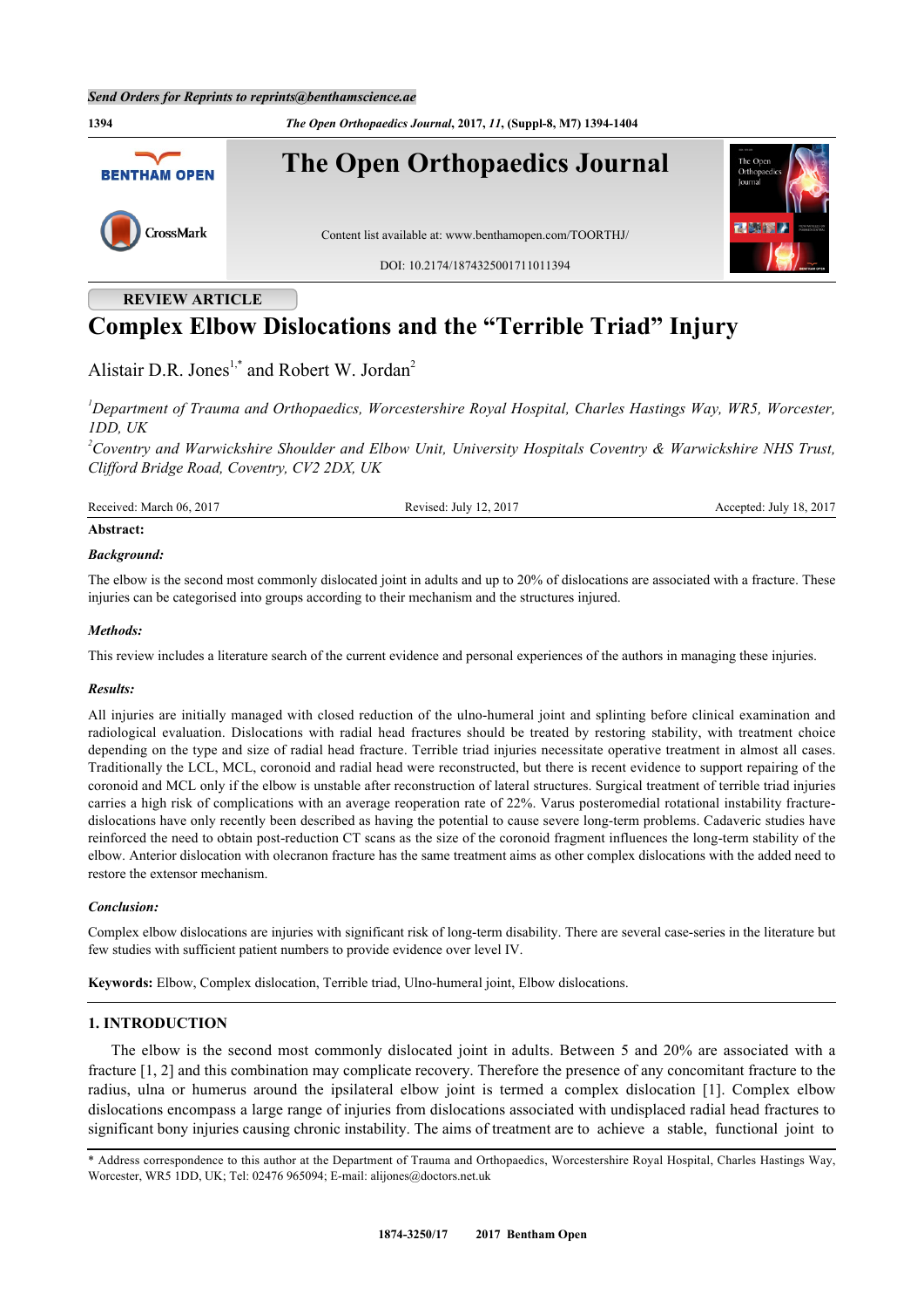## REVIEW ARTICLE

# Complex Elbow Dislocations and the "Terrible Triad" Injury

Alistair D.R. Jones[1,*] and Robert W. Jordan[2]

[1] *Department of Trauma and Orthopaedics, Worcestershire Royal Hospital, Charles Hastings Way, WR5, Worcester, 1DD, UK*

[2] *Coventry and Warwickshire Shoulder and Elbow Unit, University Hospitals Coventry & Warwickshire NHS Trust, Clifford Bridge Road, Coventry, CV2 2DX, UK*

Received: March 06, 2017 | Revised: July 12, 2017 | Accepted: July 18, 2017

**Abstract:**

***Background:***

The elbow is the second most commonly dislocated joint in adults and up to 20% of dislocations are associated with a fracture. These injuries can be categorised into groups according to their mechanism and the structures injured.

***Methods:***

This review includes a literature search of the current evidence and personal experiences of the authors in managing these injuries.

***Results:***

All injuries are initially managed with closed reduction of the ulno-humeral joint and splinting before clinical examination and radiological evaluation. Dislocations with radial head fractures should be treated by restoring stability, with treatment choice depending on the type and size of radial head fracture. Terrible triad injuries necessitate operative treatment in almost all cases. Traditionally the LCL, MCL, coronoid and radial head were reconstructed, but there is recent evidence to support repairing of the coronoid and MCL only if the elbow is unstable after reconstruction of lateral structures. Surgical treatment of terrible triad injuries carries a high risk of complications with an average reoperation rate of 22%. Varus posteromedial rotational instability fracture-dislocations have only recently been described as having the potential to cause severe long-term problems. Cadaveric studies have reinforced the need to obtain post-reduction CT scans as the size of the coronoid fragment influences the long-term stability of the elbow. Anterior dislocation with olecranon fracture has the same treatment aims as other complex dislocations with the added need to restore the extensor mechanism.

***Conclusion:***

Complex elbow dislocations are injuries with significant risk of long-term disability. There are several case-series in the literature but few studies with sufficient patient numbers to provide evidence over level IV.

**Keywords:** Elbow, Complex dislocation, Terrible triad, Ulno-humeral joint, Elbow dislocations.

## 1. INTRODUCTION

The elbow is the second most commonly dislocated joint in adults. Between 5 and 20% are associated with a fracture [1, 2] and this combination may complicate recovery. Therefore the presence of any concomitant fracture to the radius, ulna or humerus around the ipsilateral elbow joint is termed a complex dislocation [1]. Complex elbow dislocations encompass a large range of injuries from dislocations associated with undisplaced radial head fractures to significant bony injuries causing chronic instability. The aims of treatment are to achieve a stable, functional joint to

\* Address correspondence to this author at the Department of Trauma and Orthopaedics, Worcestershire Royal Hospital, Charles Hastings Way, Worcester, WR5 1DD, UK; Tel: 02476 965094; E-mail: alijones@doctors.net.uk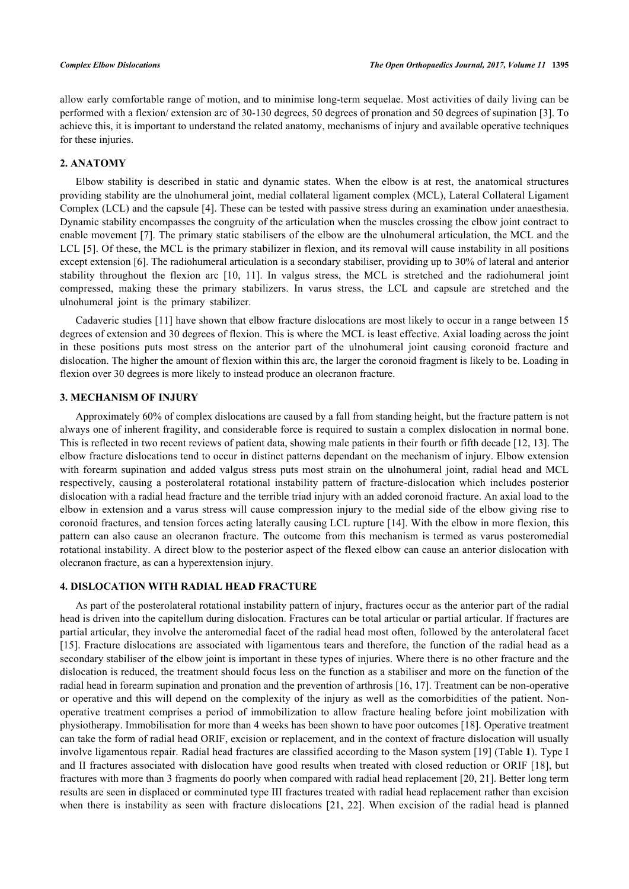allow early comfortable range of motion, and to minimise long-term sequelae. Most activities of daily living can be performed with a flexion/ extension arc of 30-130 degrees, 50 degrees of pronation and 50 degrees of supination [3]. To achieve this, it is important to understand the related anatomy, mechanisms of injury and available operative techniques for these injuries.

## 2. ANATOMY

Elbow stability is described in static and dynamic states. When the elbow is at rest, the anatomical structures providing stability are the ulnohumeral joint, medial collateral ligament complex (MCL), Lateral Collateral Ligament Complex (LCL) and the capsule [4]. These can be tested with passive stress during an examination under anaesthesia. Dynamic stability encompasses the congruity of the articulation when the muscles crossing the elbow joint contract to enable movement [7]. The primary static stabilisers of the elbow are the ulnohumeral articulation, the MCL and the LCL [5]. Of these, the MCL is the primary stabilizer in flexion, and its removal will cause instability in all positions except extension [6]. The radiohumeral articulation is a secondary stabiliser, providing up to 30% of lateral and anterior stability throughout the flexion arc [10, 11]. In valgus stress, the MCL is stretched and the radiohumeral joint compressed, making these the primary stabilizers. In varus stress, the LCL and capsule are stretched and the ulnohumeral joint is the primary stabilizer.

Cadaveric studies [11] have shown that elbow fracture dislocations are most likely to occur in a range between 15 degrees of extension and 30 degrees of flexion. This is where the MCL is least effective. Axial loading across the joint in these positions puts most stress on the anterior part of the ulnohumeral joint causing coronoid fracture and dislocation. The higher the amount of flexion within this arc, the larger the coronoid fragment is likely to be. Loading in flexion over 30 degrees is more likely to instead produce an olecranon fracture.

## 3. MECHANISM OF INJURY

Approximately 60% of complex dislocations are caused by a fall from standing height, but the fracture pattern is not always one of inherent fragility, and considerable force is required to sustain a complex dislocation in normal bone. This is reflected in two recent reviews of patient data, showing male patients in their fourth or fifth decade [12, 13]. The elbow fracture dislocations tend to occur in distinct patterns dependant on the mechanism of injury. Elbow extension with forearm supination and added valgus stress puts most strain on the ulnohumeral joint, radial head and MCL respectively, causing a posterolateral rotational instability pattern of fracture-dislocation which includes posterior dislocation with a radial head fracture and the terrible triad injury with an added coronoid fracture. An axial load to the elbow in extension and a varus stress will cause compression injury to the medial side of the elbow giving rise to coronoid fractures, and tension forces acting laterally causing LCL rupture [14]. With the elbow in more flexion, this pattern can also cause an olecranon fracture. The outcome from this mechanism is termed as varus posteromedial rotational instability. A direct blow to the posterior aspect of the flexed elbow can cause an anterior dislocation with olecranon fracture, as can a hyperextension injury.

## 4. DISLOCATION WITH RADIAL HEAD FRACTURE

As part of the posterolateral rotational instability pattern of injury, fractures occur as the anterior part of the radial head is driven into the capitellum during dislocation. Fractures can be total articular or partial articular. If fractures are partial articular, they involve the anteromedial facet of the radial head most often, followed by the anterolateral facet [15]. Fracture dislocations are associated with ligamentous tears and therefore, the function of the radial head as a secondary stabiliser of the elbow joint is important in these types of injuries. Where there is no other fracture and the dislocation is reduced, the treatment should focus less on the function as a stabiliser and more on the function of the radial head in forearm supination and pronation and the prevention of arthrosis [16, 17]. Treatment can be non-operative or operative and this will depend on the complexity of the injury as well as the comorbidities of the patient. Non-operative treatment comprises a period of immobilization to allow fracture healing before joint mobilization with physiotherapy. Immobilisation for more than 4 weeks has been shown to have poor outcomes [18]. Operative treatment can take the form of radial head ORIF, excision or replacement, and in the context of fracture dislocation will usually involve ligamentous repair. Radial head fractures are classified according to the Mason system [19] (Table **1**). Type I and II fractures associated with dislocation have good results when treated with closed reduction or ORIF [18], but fractures with more than 3 fragments do poorly when compared with radial head replacement [20, 21]. Better long term results are seen in displaced or comminuted type III fractures treated with radial head replacement rather than excision when there is instability as seen with fracture dislocations [21, 22]. When excision of the radial head is planned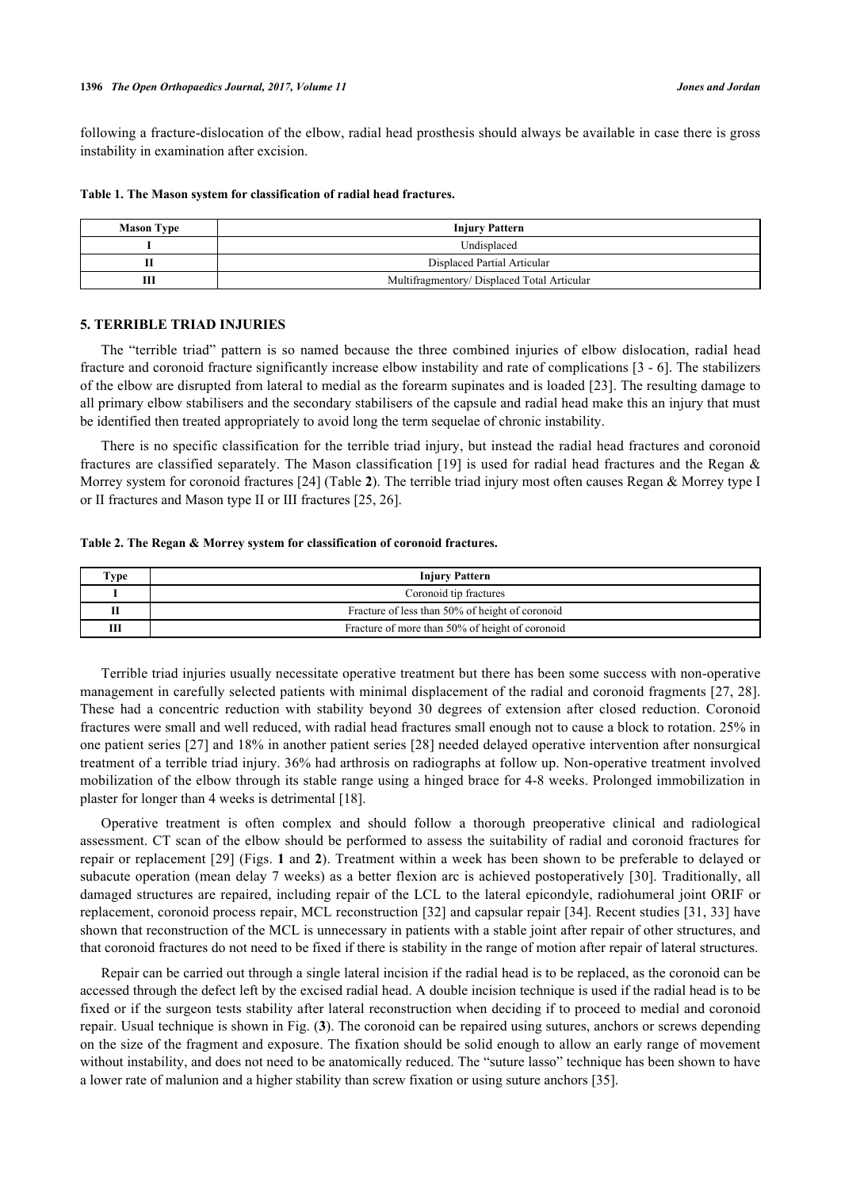following a fracture-dislocation of the elbow, radial head prosthesis should always be available in case there is gross instability in examination after excision.

**Table 1. The Mason system for classification of radial head fractures.**

| Mason Type | Injury Pattern |
|---|---|
| I | Undisplaced |
| II | Displaced Partial Articular |
| III | Multifragmentory/ Displaced Total Articular |

## 5. TERRIBLE TRIAD INJURIES

The "terrible triad" pattern is so named because the three combined injuries of elbow dislocation, radial head fracture and coronoid fracture significantly increase elbow instability and rate of complications [3 - 6]. The stabilizers of the elbow are disrupted from lateral to medial as the forearm supinates and is loaded [23]. The resulting damage to all primary elbow stabilisers and the secondary stabilisers of the capsule and radial head make this an injury that must be identified then treated appropriately to avoid long the term sequelae of chronic instability.

There is no specific classification for the terrible triad injury, but instead the radial head fractures and coronoid fractures are classified separately. The Mason classification [19] is used for radial head fractures and the Regan & Morrey system for coronoid fractures [24] (Table **2**). The terrible triad injury most often causes Regan & Morrey type I or II fractures and Mason type II or III fractures [25, 26].

**Table 2. The Regan & Morrey system for classification of coronoid fractures.**

| Type | Injury Pattern |
|---|---|
| I | Coronoid tip fractures |
| II | Fracture of less than 50% of height of coronoid |
| III | Fracture of more than 50% of height of coronoid |

Terrible triad injuries usually necessitate operative treatment but there has been some success with non-operative management in carefully selected patients with minimal displacement of the radial and coronoid fragments [27, 28]. These had a concentric reduction with stability beyond 30 degrees of extension after closed reduction. Coronoid fractures were small and well reduced, with radial head fractures small enough not to cause a block to rotation. 25% in one patient series [27] and 18% in another patient series [28] needed delayed operative intervention after nonsurgical treatment of a terrible triad injury. 36% had arthrosis on radiographs at follow up. Non-operative treatment involved mobilization of the elbow through its stable range using a hinged brace for 4-8 weeks. Prolonged immobilization in plaster for longer than 4 weeks is detrimental [18].

Operative treatment is often complex and should follow a thorough preoperative clinical and radiological assessment. CT scan of the elbow should be performed to assess the suitability of radial and coronoid fractures for repair or replacement [29] (Figs. **1** and **2**). Treatment within a week has been shown to be preferable to delayed or subacute operation (mean delay 7 weeks) as a better flexion arc is achieved postoperatively [30]. Traditionally, all damaged structures are repaired, including repair of the LCL to the lateral epicondyle, radiohumeral joint ORIF or replacement, coronoid process repair, MCL reconstruction [32] and capsular repair [34]. Recent studies [31, 33] have shown that reconstruction of the MCL is unnecessary in patients with a stable joint after repair of other structures, and that coronoid fractures do not need to be fixed if there is stability in the range of motion after repair of lateral structures.

Repair can be carried out through a single lateral incision if the radial head is to be replaced, as the coronoid can be accessed through the defect left by the excised radial head. A double incision technique is used if the radial head is to be fixed or if the surgeon tests stability after lateral reconstruction when deciding if to proceed to medial and coronoid repair. Usual technique is shown in Fig. (**3**). The coronoid can be repaired using sutures, anchors or screws depending on the size of the fragment and exposure. The fixation should be solid enough to allow an early range of movement without instability, and does not need to be anatomically reduced. The "suture lasso" technique has been shown to have a lower rate of malunion and a higher stability than screw fixation or using suture anchors [35].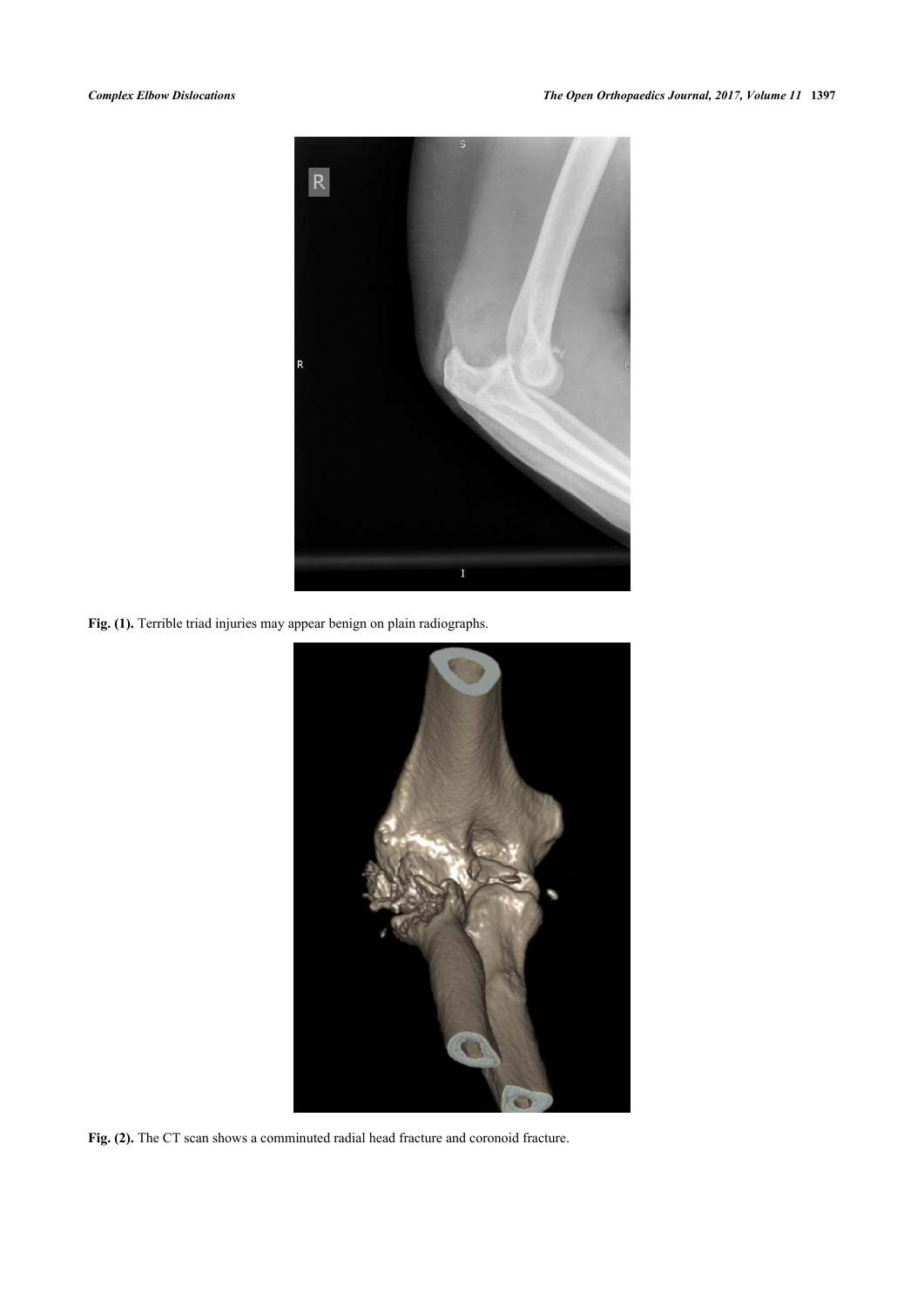Fig. (1). Terrible triad injuries may appear benign on plain radiographs.

Fig. (2). The CT scan shows a comminuted radial head fracture and coronoid fracture.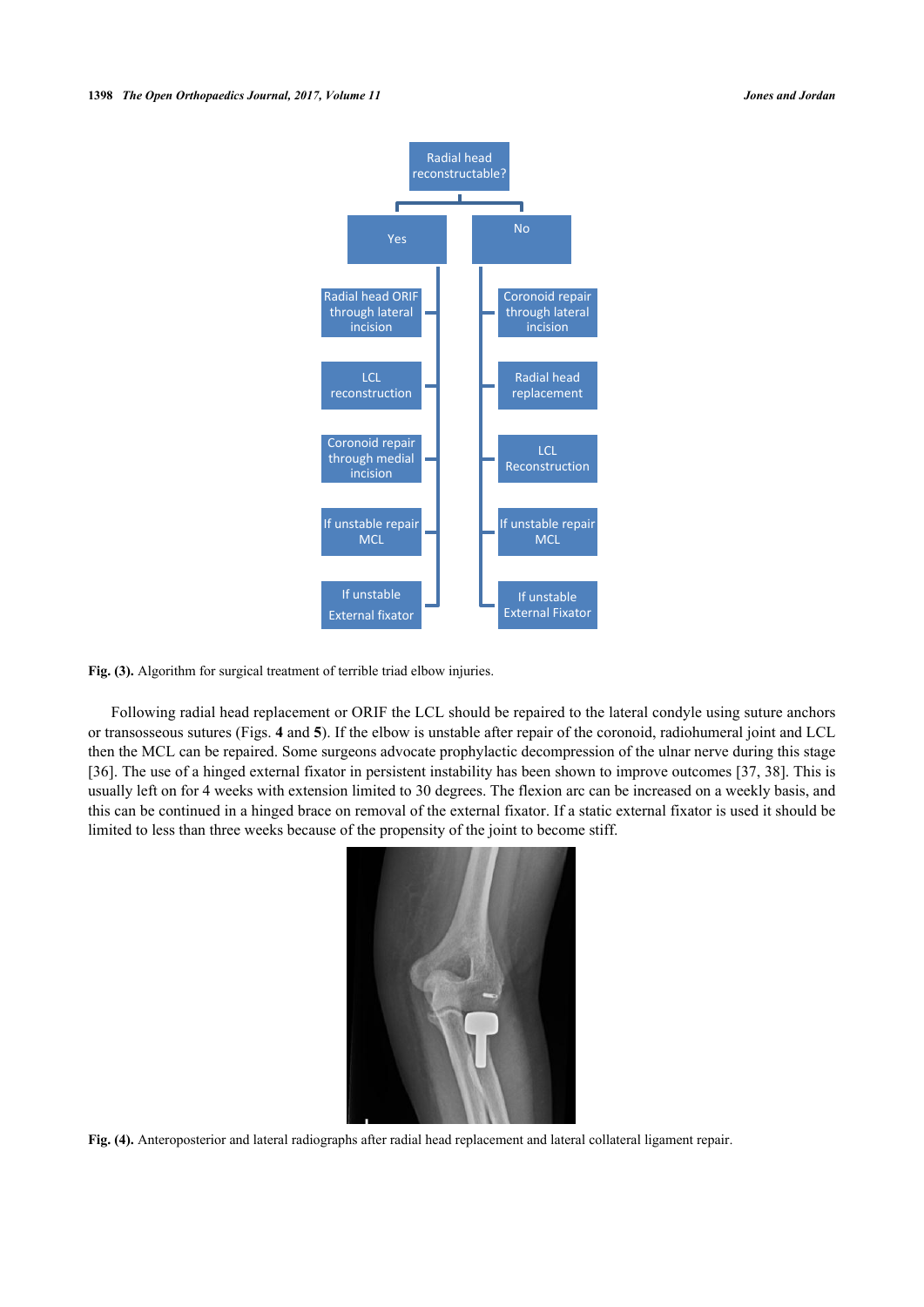Fig. (3). Algorithm for surgical treatment of terrible triad elbow injuries.

Following radial head replacement or ORIF the LCL should be repaired to the lateral condyle using suture anchors or transosseous sutures (Figs. **4** and **5**). If the elbow is unstable after repair of the coronoid, radiohumeral joint and LCL then the MCL can be repaired. Some surgeons advocate prophylactic decompression of the ulnar nerve during this stage [36]. The use of a hinged external fixator in persistent instability has been shown to improve outcomes [37, 38]. This is usually left on for 4 weeks with extension limited to 30 degrees. The flexion arc can be increased on a weekly basis, and this can be continued in a hinged brace on removal of the external fixator. If a static external fixator is used it should be limited to less than three weeks because of the propensity of the joint to become stiff.

**Fig. (4).** Anteroposterior and lateral radiographs after radial head replacement and lateral collateral ligament repair.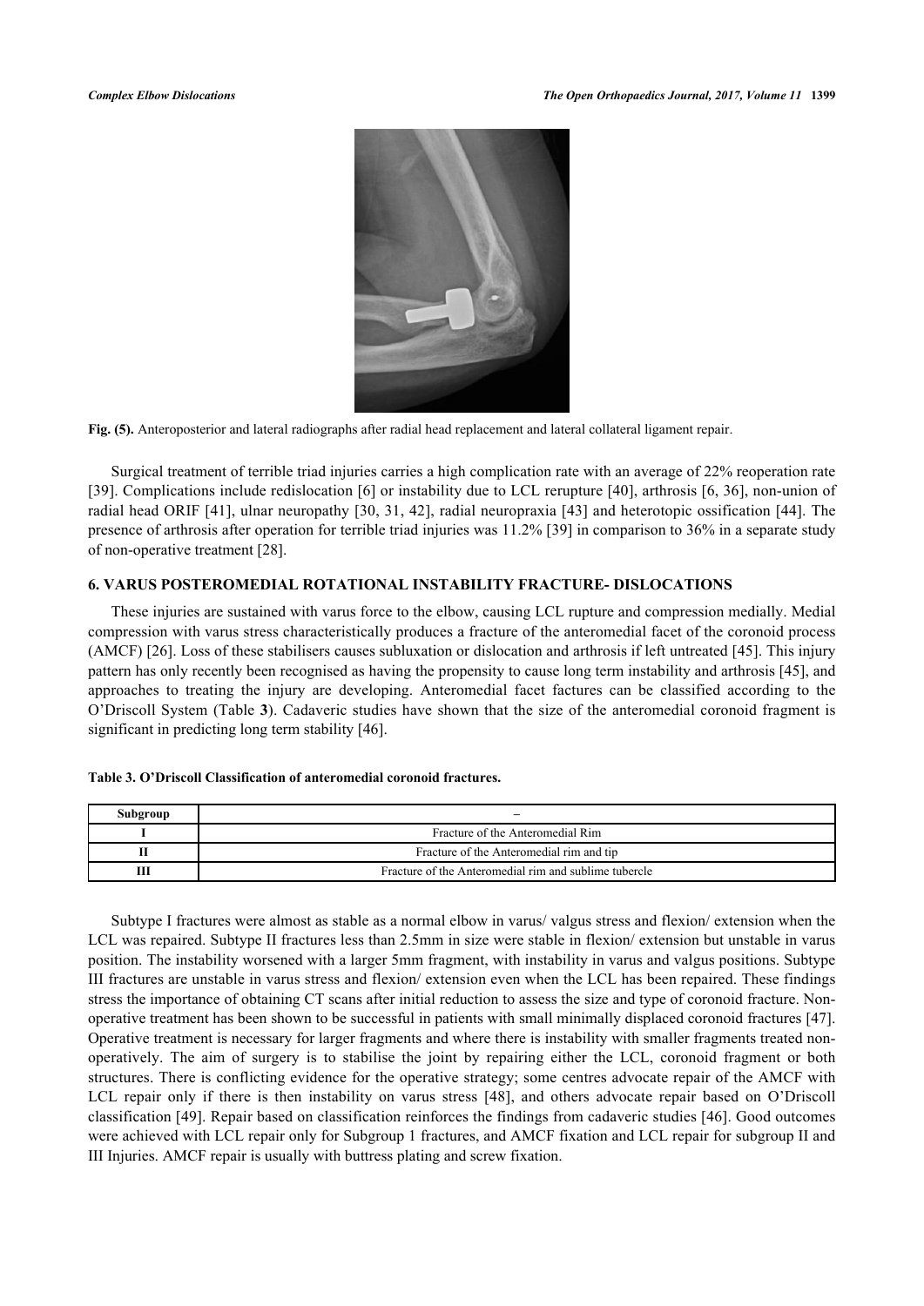**Fig. (5).** Anteroposterior and lateral radiographs after radial head replacement and lateral collateral ligament repair.

Surgical treatment of terrible triad injuries carries a high complication rate with an average of 22% reoperation rate [39]. Complications include redislocation [6] or instability due to LCL rerupture [40], arthrosis [6, 36], non-union of radial head ORIF [41], ulnar neuropathy [30, 31, 42], radial neuropraxia [43] and heterotopic ossification [44]. The presence of arthrosis after operation for terrible triad injuries was 11.2% [39] in comparison to 36% in a separate study of non-operative treatment [28].

## 6. VARUS POSTEROMEDIAL ROTATIONAL INSTABILITY FRACTURE- DISLOCATIONS

These injuries are sustained with varus force to the elbow, causing LCL rupture and compression medially. Medial compression with varus stress characteristically produces a fracture of the anteromedial facet of the coronoid process (AMCF) [26]. Loss of these stabilisers causes subluxation or dislocation and arthrosis if left untreated [45]. This injury pattern has only recently been recognised as having the propensity to cause long term instability and arthrosis [45], and approaches to treating the injury are developing. Anteromedial facet factures can be classified according to the O'Driscoll System (Table **3**). Cadaveric studies have shown that the size of the anteromedial coronoid fragment is significant in predicting long term stability [46].

**Table 3. O'Driscoll Classification of anteromedial coronoid fractures.**

| Subgroup | – |
|---|---|
| I | Fracture of the Anteromedial Rim |
| II | Fracture of the Anteromedial rim and tip |
| III | Fracture of the Anteromedial rim and sublime tubercle |

Subtype I fractures were almost as stable as a normal elbow in varus/ valgus stress and flexion/ extension when the LCL was repaired. Subtype II fractures less than 2.5mm in size were stable in flexion/ extension but unstable in varus position. The instability worsened with a larger 5mm fragment, with instability in varus and valgus positions. Subtype III fractures are unstable in varus stress and flexion/ extension even when the LCL has been repaired. These findings stress the importance of obtaining CT scans after initial reduction to assess the size and type of coronoid fracture. Non-operative treatment has been shown to be successful in patients with small minimally displaced coronoid fractures [47]. Operative treatment is necessary for larger fragments and where there is instability with smaller fragments treated non-operatively. The aim of surgery is to stabilise the joint by repairing either the LCL, coronoid fragment or both structures. There is conflicting evidence for the operative strategy; some centres advocate repair of the AMCF with LCL repair only if there is then instability on varus stress [48], and others advocate repair based on O'Driscoll classification [49]. Repair based on classification reinforces the findings from cadaveric studies [46]. Good outcomes were achieved with LCL repair only for Subgroup 1 fractures, and AMCF fixation and LCL repair for subgroup II and III Injuries. AMCF repair is usually with buttress plating and screw fixation.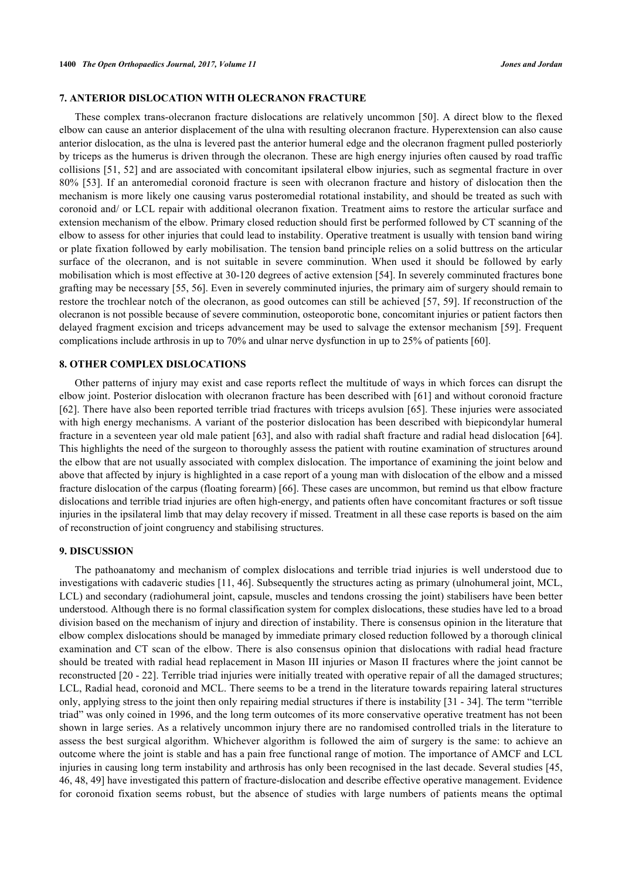## 7. ANTERIOR DISLOCATION WITH OLECRANON FRACTURE

These complex trans-olecranon fracture dislocations are relatively uncommon [50]. A direct blow to the flexed elbow can cause an anterior displacement of the ulna with resulting olecranon fracture. Hyperextension can also cause anterior dislocation, as the ulna is levered past the anterior humeral edge and the olecranon fragment pulled posteriorly by triceps as the humerus is driven through the olecranon. These are high energy injuries often caused by road traffic collisions [51, 52] and are associated with concomitant ipsilateral elbow injuries, such as segmental fracture in over 80% [53]. If an anteromedial coronoid fracture is seen with olecranon fracture and history of dislocation then the mechanism is more likely one causing varus posteromedial rotational instability, and should be treated as such with coronoid and/ or LCL repair with additional olecranon fixation. Treatment aims to restore the articular surface and extension mechanism of the elbow. Primary closed reduction should first be performed followed by CT scanning of the elbow to assess for other injuries that could lead to instability. Operative treatment is usually with tension band wiring or plate fixation followed by early mobilisation. The tension band principle relies on a solid buttress on the articular surface of the olecranon, and is not suitable in severe comminution. When used it should be followed by early mobilisation which is most effective at 30-120 degrees of active extension [54]. In severely comminuted fractures bone grafting may be necessary [55, 56]. Even in severely comminuted injuries, the primary aim of surgery should remain to restore the trochlear notch of the olecranon, as good outcomes can still be achieved [57, 59]. If reconstruction of the olecranon is not possible because of severe comminution, osteoporotic bone, concomitant injuries or patient factors then delayed fragment excision and triceps advancement may be used to salvage the extensor mechanism [59]. Frequent complications include arthrosis in up to 70% and ulnar nerve dysfunction in up to 25% of patients [60].

## 8. OTHER COMPLEX DISLOCATIONS

Other patterns of injury may exist and case reports reflect the multitude of ways in which forces can disrupt the elbow joint. Posterior dislocation with olecranon fracture has been described with [61] and without coronoid fracture [62]. There have also been reported terrible triad fractures with triceps avulsion [65]. These injuries were associated with high energy mechanisms. A variant of the posterior dislocation has been described with biepicondylar humeral fracture in a seventeen year old male patient [63], and also with radial shaft fracture and radial head dislocation [64]. This highlights the need of the surgeon to thoroughly assess the patient with routine examination of structures around the elbow that are not usually associated with complex dislocation. The importance of examining the joint below and above that affected by injury is highlighted in a case report of a young man with dislocation of the elbow and a missed fracture dislocation of the carpus (floating forearm) [66]. These cases are uncommon, but remind us that elbow fracture dislocations and terrible triad injuries are often high-energy, and patients often have concomitant fractures or soft tissue injuries in the ipsilateral limb that may delay recovery if missed. Treatment in all these case reports is based on the aim of reconstruction of joint congruency and stabilising structures.

## 9. DISCUSSION

The pathoanatomy and mechanism of complex dislocations and terrible triad injuries is well understood due to investigations with cadaveric studies [11, 46]. Subsequently the structures acting as primary (ulnohumeral joint, MCL, LCL) and secondary (radiohumeral joint, capsule, muscles and tendons crossing the joint) stabilisers have been better understood. Although there is no formal classification system for complex dislocations, these studies have led to a broad division based on the mechanism of injury and direction of instability. There is consensus opinion in the literature that elbow complex dislocations should be managed by immediate primary closed reduction followed by a thorough clinical examination and CT scan of the elbow. There is also consensus opinion that dislocations with radial head fracture should be treated with radial head replacement in Mason III injuries or Mason II fractures where the joint cannot be reconstructed [20 - 22]. Terrible triad injuries were initially treated with operative repair of all the damaged structures; LCL, Radial head, coronoid and MCL. There seems to be a trend in the literature towards repairing lateral structures only, applying stress to the joint then only repairing medial structures if there is instability [31 - 34]. The term "terrible triad" was only coined in 1996, and the long term outcomes of its more conservative operative treatment has not been shown in large series. As a relatively uncommon injury there are no randomised controlled trials in the literature to assess the best surgical algorithm. Whichever algorithm is followed the aim of surgery is the same: to achieve an outcome where the joint is stable and has a pain free functional range of motion. The importance of AMCF and LCL injuries in causing long term instability and arthrosis has only been recognised in the last decade. Several studies [45, 46, 48, 49] have investigated this pattern of fracture-dislocation and describe effective operative management. Evidence for coronoid fixation seems robust, but the absence of studies with large numbers of patients means the optimal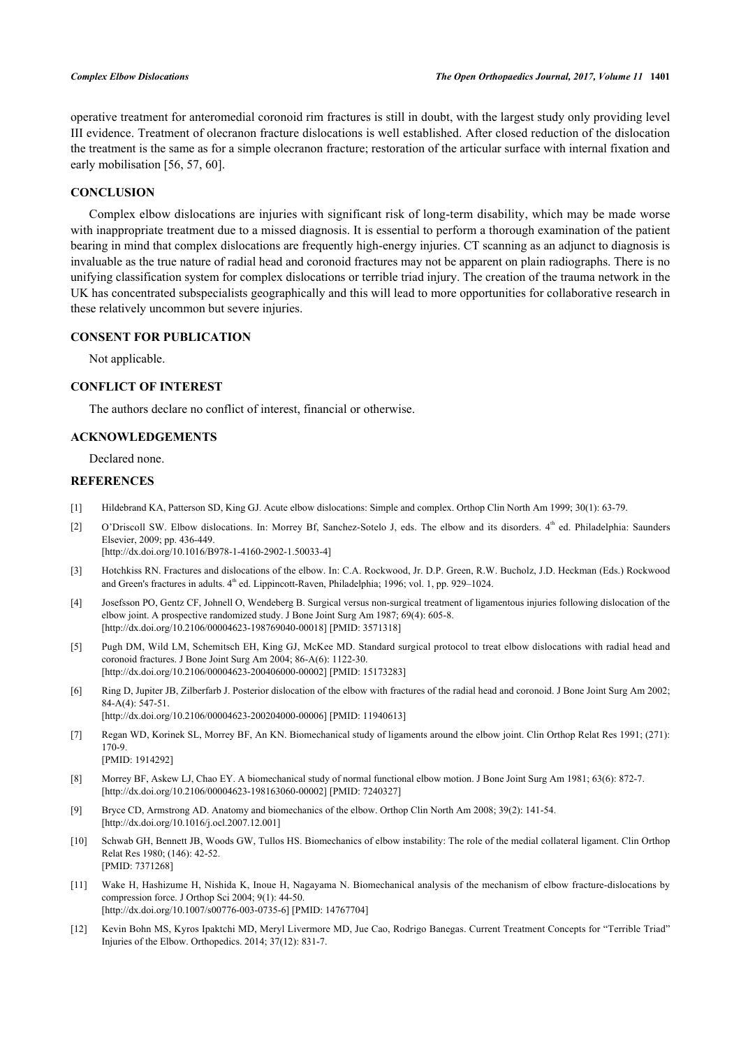operative treatment for anteromedial coronoid rim fractures is still in doubt, with the largest study only providing level III evidence. Treatment of olecranon fracture dislocations is well established. After closed reduction of the dislocation the treatment is the same as for a simple olecranon fracture; restoration of the articular surface with internal fixation and early mobilisation [56, 57, 60].

## CONCLUSION

Complex elbow dislocations are injuries with significant risk of long-term disability, which may be made worse with inappropriate treatment due to a missed diagnosis. It is essential to perform a thorough examination of the patient bearing in mind that complex dislocations are frequently high-energy injuries. CT scanning as an adjunct to diagnosis is invaluable as the true nature of radial head and coronoid fractures may not be apparent on plain radiographs. There is no unifying classification system for complex dislocations or terrible triad injury. The creation of the trauma network in the UK has concentrated subspecialists geographically and this will lead to more opportunities for collaborative research in these relatively uncommon but severe injuries.

## CONSENT FOR PUBLICATION

Not applicable.

## CONFLICT OF INTEREST

The authors declare no conflict of interest, financial or otherwise.

## ACKNOWLEDGEMENTS

Declared none.

## REFERENCES

[1] Hildebrand KA, Patterson SD, King GJ. Acute elbow dislocations: Simple and complex. Orthop Clin North Am 1999; 30(1): 63-79.

[2] O'Driscoll SW. Elbow dislocations. In: Morrey Bf, Sanchez-Sotelo J, eds. The elbow and its disorders. 4th ed. Philadelphia: Saunders Elsevier, 2009; pp. 436-449.
[http://dx.doi.org/10.1016/B978-1-4160-2902-1.50033-4]

[3] Hotchkiss RN. Fractures and dislocations of the elbow. In: C.A. Rockwood, Jr. D.P. Green, R.W. Bucholz, J.D. Heckman (Eds.) Rockwood and Green's fractures in adults. 4th ed. Lippincott-Raven, Philadelphia; 1996; vol. 1, pp. 929–1024.

[4] Josefsson PO, Gentz CF, Johnell O, Wendeberg B. Surgical versus non-surgical treatment of ligamentous injuries following dislocation of the elbow joint. A prospective randomized study. J Bone Joint Surg Am 1987; 69(4): 605-8.
[http://dx.doi.org/10.2106/00004623-198769040-00018] [PMID: 3571318]

[5] Pugh DM, Wild LM, Schemitsch EH, King GJ, McKee MD. Standard surgical protocol to treat elbow dislocations with radial head and coronoid fractures. J Bone Joint Surg Am 2004; 86-A(6): 1122-30.
[http://dx.doi.org/10.2106/00004623-200406000-00002] [PMID: 15173283]

[6] Ring D, Jupiter JB, Zilberfarb J. Posterior dislocation of the elbow with fractures of the radial head and coronoid. J Bone Joint Surg Am 2002; 84-A(4): 547-51.
[http://dx.doi.org/10.2106/00004623-200204000-00006] [PMID: 11940613]

[7] Regan WD, Korinek SL, Morrey BF, An KN. Biomechanical study of ligaments around the elbow joint. Clin Orthop Relat Res 1991; (271): 170-9.
[PMID: 1914292]

[8] Morrey BF, Askew LJ, Chao EY. A biomechanical study of normal functional elbow motion. J Bone Joint Surg Am 1981; 63(6): 872-7.
[http://dx.doi.org/10.2106/00004623-198163060-00002] [PMID: 7240327]

[9] Bryce CD, Armstrong AD. Anatomy and biomechanics of the elbow. Orthop Clin North Am 2008; 39(2): 141-54.
[http://dx.doi.org/10.1016/j.ocl.2007.12.001]

[10] Schwab GH, Bennett JB, Woods GW, Tullos HS. Biomechanics of elbow instability: The role of the medial collateral ligament. Clin Orthop Relat Res 1980; (146): 42-52.
[PMID: 7371268]

[11] Wake H, Hashizume H, Nishida K, Inoue H, Nagayama N. Biomechanical analysis of the mechanism of elbow fracture-dislocations by compression force. J Orthop Sci 2004; 9(1): 44-50.
[http://dx.doi.org/10.1007/s00776-003-0735-6] [PMID: 14767704]

[12] Kevin Bohn MS, Kyros Ipaktchi MD, Meryl Livermore MD, Jue Cao, Rodrigo Banegas. Current Treatment Concepts for "Terrible Triad" Injuries of the Elbow. Orthopedics. 2014; 37(12): 831-7.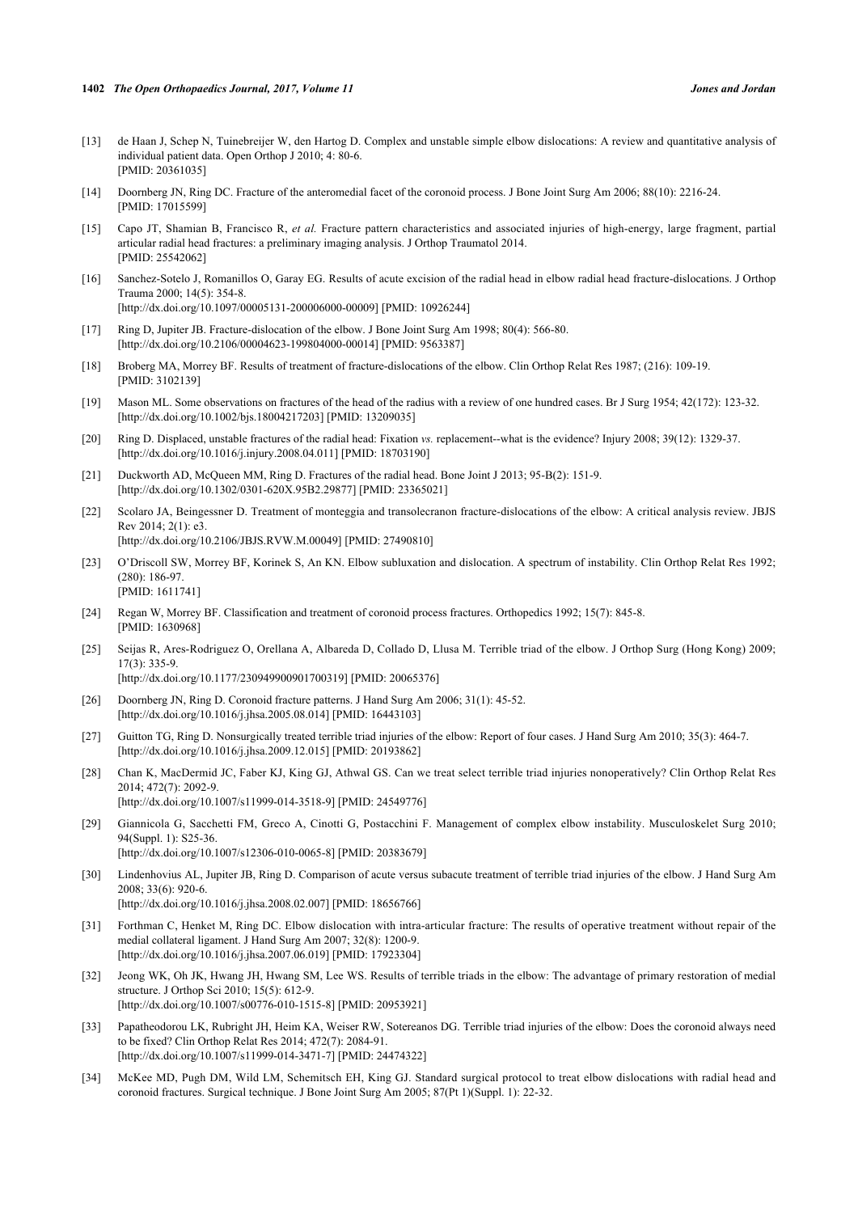[13] de Haan J, Schep N, Tuinebreijer W, den Hartog D. Complex and unstable simple elbow dislocations: A review and quantitative analysis of individual patient data. Open Orthop J 2010; 4: 80-6.
[PMID: 20361035]

[14] Doornberg JN, Ring DC. Fracture of the anteromedial facet of the coronoid process. J Bone Joint Surg Am 2006; 88(10): 2216-24.
[PMID: 17015599]

[15] Capo JT, Shamian B, Francisco R, *et al.* Fracture pattern characteristics and associated injuries of high-energy, large fragment, partial articular radial head fractures: a preliminary imaging analysis. J Orthop Traumatol 2014.
[PMID: 25542062]

[16] Sanchez-Sotelo J, Romanillos O, Garay EG. Results of acute excision of the radial head in elbow radial head fracture-dislocations. J Orthop Trauma 2000; 14(5): 354-8.
[http://dx.doi.org/10.1097/00005131-200006000-00009] [PMID: 10926244]

[17] Ring D, Jupiter JB. Fracture-dislocation of the elbow. J Bone Joint Surg Am 1998; 80(4): 566-80.
[http://dx.doi.org/10.2106/00004623-199804000-00014] [PMID: 9563387]

[18] Broberg MA, Morrey BF. Results of treatment of fracture-dislocations of the elbow. Clin Orthop Relat Res 1987; (216): 109-19.
[PMID: 3102139]

[19] Mason ML. Some observations on fractures of the head of the radius with a review of one hundred cases. Br J Surg 1954; 42(172): 123-32.
[http://dx.doi.org/10.1002/bjs.18004217203] [PMID: 13209035]

[20] Ring D. Displaced, unstable fractures of the radial head: Fixation *vs.* replacement--what is the evidence? Injury 2008; 39(12): 1329-37.
[http://dx.doi.org/10.1016/j.injury.2008.04.011] [PMID: 18703190]

[21] Duckworth AD, McQueen MM, Ring D. Fractures of the radial head. Bone Joint J 2013; 95-B(2): 151-9.
[http://dx.doi.org/10.1302/0301-620X.95B2.29877] [PMID: 23365021]

[22] Scolaro JA, Beingessner D. Treatment of monteggia and transolecranon fracture-dislocations of the elbow: A critical analysis review. JBJS Rev 2014; 2(1): e3.
[http://dx.doi.org/10.2106/JBJS.RVW.M.00049] [PMID: 27490810]

[23] O'Driscoll SW, Morrey BF, Korinek S, An KN. Elbow subluxation and dislocation. A spectrum of instability. Clin Orthop Relat Res 1992; (280): 186-97.
[PMID: 1611741]

[24] Regan W, Morrey BF. Classification and treatment of coronoid process fractures. Orthopedics 1992; 15(7): 845-8.
[PMID: 1630968]

[25] Seijas R, Ares-Rodriguez O, Orellana A, Albareda D, Collado D, Llusa M. Terrible triad of the elbow. J Orthop Surg (Hong Kong) 2009; 17(3): 335-9.
[http://dx.doi.org/10.1177/230949900901700319] [PMID: 20065376]

[26] Doornberg JN, Ring D. Coronoid fracture patterns. J Hand Surg Am 2006; 31(1): 45-52.
[http://dx.doi.org/10.1016/j.jhsa.2005.08.014] [PMID: 16443103]

[27] Guitton TG, Ring D. Nonsurgically treated terrible triad injuries of the elbow: Report of four cases. J Hand Surg Am 2010; 35(3): 464-7.
[http://dx.doi.org/10.1016/j.jhsa.2009.12.015] [PMID: 20193862]

[28] Chan K, MacDermid JC, Faber KJ, King GJ, Athwal GS. Can we treat select terrible triad injuries nonoperatively? Clin Orthop Relat Res 2014; 472(7): 2092-9.
[http://dx.doi.org/10.1007/s11999-014-3518-9] [PMID: 24549776]

[29] Giannicola G, Sacchetti FM, Greco A, Cinotti G, Postacchini F. Management of complex elbow instability. Musculoskelet Surg 2010; 94(Suppl. 1): S25-36.
[http://dx.doi.org/10.1007/s12306-010-0065-8] [PMID: 20383679]

[30] Lindenhovius AL, Jupiter JB, Ring D. Comparison of acute versus subacute treatment of terrible triad injuries of the elbow. J Hand Surg Am 2008; 33(6): 920-6.
[http://dx.doi.org/10.1016/j.jhsa.2008.02.007] [PMID: 18656766]

[31] Forthman C, Henket M, Ring DC. Elbow dislocation with intra-articular fracture: The results of operative treatment without repair of the medial collateral ligament. J Hand Surg Am 2007; 32(8): 1200-9.
[http://dx.doi.org/10.1016/j.jhsa.2007.06.019] [PMID: 17923304]

[32] Jeong WK, Oh JK, Hwang JH, Hwang SM, Lee WS. Results of terrible triads in the elbow: The advantage of primary restoration of medial structure. J Orthop Sci 2010; 15(5): 612-9.
[http://dx.doi.org/10.1007/s00776-010-1515-8] [PMID: 20953921]

[33] Papatheodorou LK, Rubright JH, Heim KA, Weiser RW, Sotereanos DG. Terrible triad injuries of the elbow: Does the coronoid always need to be fixed? Clin Orthop Relat Res 2014; 472(7): 2084-91.
[http://dx.doi.org/10.1007/s11999-014-3471-7] [PMID: 24474322]

[34] McKee MD, Pugh DM, Wild LM, Schemitsch EH, King GJ. Standard surgical protocol to treat elbow dislocations with radial head and coronoid fractures. Surgical technique. J Bone Joint Surg Am 2005; 87(Pt 1)(Suppl. 1): 22-32.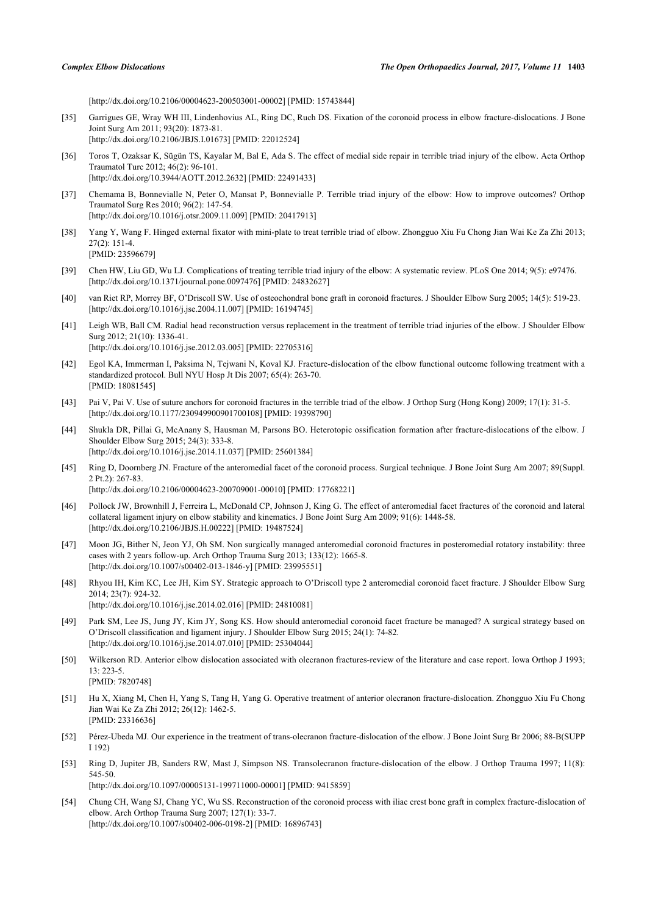[http://dx.doi.org/10.2106/00004623-200503001-00002] [PMID: 15743844]

[35] Garrigues GE, Wray WH III, Lindenhovius AL, Ring DC, Ruch DS. Fixation of the coronoid process in elbow fracture-dislocations. J Bone Joint Surg Am 2011; 93(20): 1873-81.
[http://dx.doi.org/10.2106/JBJS.I.01673] [PMID: 22012524]

[36] Toros T, Ozaksar K, Sügün TS, Kayalar M, Bal E, Ada S. The effect of medial side repair in terrible triad injury of the elbow. Acta Orthop Traumatol Turc 2012; 46(2): 96-101.
[http://dx.doi.org/10.3944/AOTT.2012.2632] [PMID: 22491433]

[37] Chemama B, Bonnevialle N, Peter O, Mansat P, Bonnevialle P. Terrible triad injury of the elbow: How to improve outcomes? Orthop Traumatol Surg Res 2010; 96(2): 147-54.
[http://dx.doi.org/10.1016/j.otsr.2009.11.009] [PMID: 20417913]

[38] Yang Y, Wang F. Hinged external fixator with mini-plate to treat terrible triad of elbow. Zhongguo Xiu Fu Chong Jian Wai Ke Za Zhi 2013; 27(2): 151-4.
[PMID: 23596679]

[39] Chen HW, Liu GD, Wu LJ. Complications of treating terrible triad injury of the elbow: A systematic review. PLoS One 2014; 9(5): e97476.
[http://dx.doi.org/10.1371/journal.pone.0097476] [PMID: 24832627]

[40] van Riet RP, Morrey BF, O'Driscoll SW. Use of osteochondral bone graft in coronoid fractures. J Shoulder Elbow Surg 2005; 14(5): 519-23.
[http://dx.doi.org/10.1016/j.jse.2004.11.007] [PMID: 16194745]

[41] Leigh WB, Ball CM. Radial head reconstruction versus replacement in the treatment of terrible triad injuries of the elbow. J Shoulder Elbow Surg 2012; 21(10): 1336-41.
[http://dx.doi.org/10.1016/j.jse.2012.03.005] [PMID: 22705316]

[42] Egol KA, Immerman I, Paksima N, Tejwani N, Koval KJ. Fracture-dislocation of the elbow functional outcome following treatment with a standardized protocol. Bull NYU Hosp Jt Dis 2007; 65(4): 263-70.
[PMID: 18081545]

[43] Pai V, Pai V. Use of suture anchors for coronoid fractures in the terrible triad of the elbow. J Orthop Surg (Hong Kong) 2009; 17(1): 31-5.
[http://dx.doi.org/10.1177/230949900901700108] [PMID: 19398790]

[44] Shukla DR, Pillai G, McAnany S, Hausman M, Parsons BO. Heterotopic ossification formation after fracture-dislocations of the elbow. J Shoulder Elbow Surg 2015; 24(3): 333-8.
[http://dx.doi.org/10.1016/j.jse.2014.11.037] [PMID: 25601384]

[45] Ring D, Doornberg JN. Fracture of the anteromedial facet of the coronoid process. Surgical technique. J Bone Joint Surg Am 2007; 89(Suppl. 2 Pt.2): 267-83.
[http://dx.doi.org/10.2106/00004623-200709001-00010] [PMID: 17768221]

[46] Pollock JW, Brownhill J, Ferreira L, McDonald CP, Johnson J, King G. The effect of anteromedial facet fractures of the coronoid and lateral collateral ligament injury on elbow stability and kinematics. J Bone Joint Surg Am 2009; 91(6): 1448-58.
[http://dx.doi.org/10.2106/JBJS.H.00222] [PMID: 19487524]

[47] Moon JG, Bither N, Jeon YJ, Oh SM. Non surgically managed anteromedial coronoid fractures in posteromedial rotatory instability: three cases with 2 years follow-up. Arch Orthop Trauma Surg 2013; 133(12): 1665-8.
[http://dx.doi.org/10.1007/s00402-013-1846-y] [PMID: 23995551]

[48] Rhyou IH, Kim KC, Lee JH, Kim SY. Strategic approach to O'Driscoll type 2 anteromedial coronoid facet fracture. J Shoulder Elbow Surg 2014; 23(7): 924-32.
[http://dx.doi.org/10.1016/j.jse.2014.02.016] [PMID: 24810081]

[49] Park SM, Lee JS, Jung JY, Kim JY, Song KS. How should anteromedial coronoid facet fracture be managed? A surgical strategy based on O'Driscoll classification and ligament injury. J Shoulder Elbow Surg 2015; 24(1): 74-82.
[http://dx.doi.org/10.1016/j.jse.2014.07.010] [PMID: 25304044]

[50] Wilkerson RD. Anterior elbow dislocation associated with olecranon fractures-review of the literature and case report. Iowa Orthop J 1993; 13: 223-5.
[PMID: 7820748]

[51] Hu X, Xiang M, Chen H, Yang S, Tang H, Yang G. Operative treatment of anterior olecranon fracture-dislocation. Zhongguo Xiu Fu Chong Jian Wai Ke Za Zhi 2012; 26(12): 1462-5.
[PMID: 23316636]

[52] Pérez-Ubeda MJ. Our experience in the treatment of trans-olecranon fracture-dislocation of the elbow. J Bone Joint Surg Br 2006; 88-B(SUPP I 192)

[53] Ring D, Jupiter JB, Sanders RW, Mast J, Simpson NS. Transolecranon fracture-dislocation of the elbow. J Orthop Trauma 1997; 11(8): 545-50.
[http://dx.doi.org/10.1097/00005131-199711000-00001] [PMID: 9415859]

[54] Chung CH, Wang SJ, Chang YC, Wu SS. Reconstruction of the coronoid process with iliac crest bone graft in complex fracture-dislocation of elbow. Arch Orthop Trauma Surg 2007; 127(1): 33-7.
[http://dx.doi.org/10.1007/s00402-006-0198-2] [PMID: 16896743]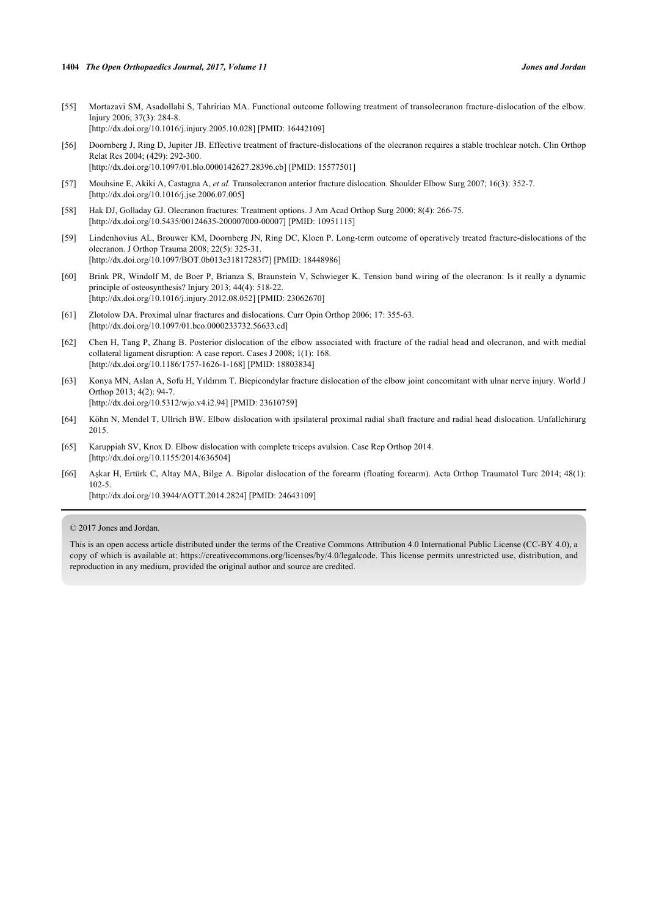[55] Mortazavi SM, Asadollahi S, Tahririan MA. Functional outcome following treatment of transolecranon fracture-dislocation of the elbow. Injury 2006; 37(3): 284-8.
[http://dx.doi.org/10.1016/j.injury.2005.10.028] [PMID: 16442109]

[56] Doornberg J, Ring D, Jupiter JB. Effective treatment of fracture-dislocations of the olecranon requires a stable trochlear notch. Clin Orthop Relat Res 2004; (429): 292-300.
[http://dx.doi.org/10.1097/01.blo.0000142627.28396.cb] [PMID: 15577501]

[57] Mouhsine E, Akiki A, Castagna A, *et al.* Transolecranon anterior fracture dislocation. Shoulder Elbow Surg 2007; 16(3): 352-7.
[http://dx.doi.org/10.1016/j.jse.2006.07.005]

[58] Hak DJ, Golladay GJ. Olecranon fractures: Treatment options. J Am Acad Orthop Surg 2000; 8(4): 266-75.
[http://dx.doi.org/10.5435/00124635-200007000-00007] [PMID: 10951115]

[59] Lindenhovius AL, Brouwer KM, Doornberg JN, Ring DC, Kloen P. Long-term outcome of operatively treated fracture-dislocations of the olecranon. J Orthop Trauma 2008; 22(5): 325-31.
[http://dx.doi.org/10.1097/BOT.0b013e31817283f7] [PMID: 18448986]

[60] Brink PR, Windolf M, de Boer P, Brianza S, Braunstein V, Schwieger K. Tension band wiring of the olecranon: Is it really a dynamic principle of osteosynthesis? Injury 2013; 44(4): 518-22.
[http://dx.doi.org/10.1016/j.injury.2012.08.052] [PMID: 23062670]

[61] Zlotolow DA. Proximal ulnar fractures and dislocations. Curr Opin Orthop 2006; 17: 355-63.
[http://dx.doi.org/10.1097/01.bco.0000233732.56633.cd]

[62] Chen H, Tang P, Zhang B. Posterior dislocation of the elbow associated with fracture of the radial head and olecranon, and with medial collateral ligament disruption: A case report. Cases J 2008; 1(1): 168.
[http://dx.doi.org/10.1186/1757-1626-1-168] [PMID: 18803834]

[63] Konya MN, Aslan A, Sofu H, Yıldırım T. Biepicondylar fracture dislocation of the elbow joint concomitant with ulnar nerve injury. World J Orthop 2013; 4(2): 94-7.
[http://dx.doi.org/10.5312/wjo.v4.i2.94] [PMID: 23610759]

[64] Köhn N, Mendel T, Ullrich BW. Elbow dislocation with ipsilateral proximal radial shaft fracture and radial head dislocation. Unfallchirurg 2015.

[65] Karuppiah SV, Knox D. Elbow dislocation with complete triceps avulsion. Case Rep Orthop 2014.
[http://dx.doi.org/10.1155/2014/636504]

[66] Aşkar H, Ertürk C, Altay MA, Bilge A. Bipolar dislocation of the forearm (floating forearm). Acta Orthop Traumatol Turc 2014; 48(1): 102-5.
[http://dx.doi.org/10.3944/AOTT.2014.2824] [PMID: 24643109]

© 2017 Jones and Jordan.

This is an open access article distributed under the terms of the Creative Commons Attribution 4.0 International Public License (CC-BY 4.0), a copy of which is available at: https://creativecommons.org/licenses/by/4.0/legalcode. This license permits unrestricted use, distribution, and reproduction in any medium, provided the original author and source are credited.